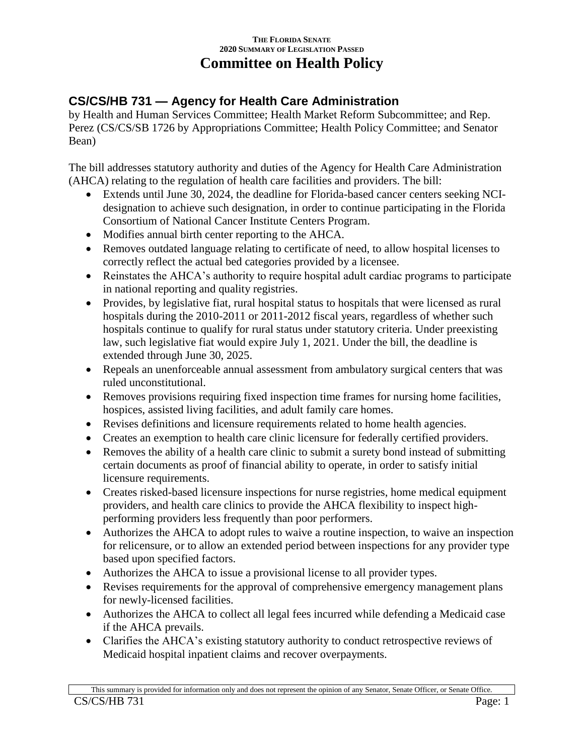THE FLORIDA SENATE
2020 SUMMARY OF LEGISLATION PASSED

# Committee on Health Policy

## CS/CS/HB 731 — Agency for Health Care Administration

by Health and Human Services Committee; Health Market Reform Subcommittee; and Rep. Perez (CS/CS/SB 1726 by Appropriations Committee; Health Policy Committee; and Senator Bean)

The bill addresses statutory authority and duties of the Agency for Health Care Administration (AHCA) relating to the regulation of health care facilities and providers. The bill:

- Extends until June 30, 2024, the deadline for Florida-based cancer centers seeking NCI-designation to achieve such designation, in order to continue participating in the Florida Consortium of National Cancer Institute Centers Program.
- Modifies annual birth center reporting to the AHCA.
- Removes outdated language relating to certificate of need, to allow hospital licenses to correctly reflect the actual bed categories provided by a licensee.
- Reinstates the AHCA's authority to require hospital adult cardiac programs to participate in national reporting and quality registries.
- Provides, by legislative fiat, rural hospital status to hospitals that were licensed as rural hospitals during the 2010-2011 or 2011-2012 fiscal years, regardless of whether such hospitals continue to qualify for rural status under statutory criteria. Under preexisting law, such legislative fiat would expire July 1, 2021. Under the bill, the deadline is extended through June 30, 2025.
- Repeals an unenforceable annual assessment from ambulatory surgical centers that was ruled unconstitutional.
- Removes provisions requiring fixed inspection time frames for nursing home facilities, hospices, assisted living facilities, and adult family care homes.
- Revises definitions and licensure requirements related to home health agencies.
- Creates an exemption to health care clinic licensure for federally certified providers.
- Removes the ability of a health care clinic to submit a surety bond instead of submitting certain documents as proof of financial ability to operate, in order to satisfy initial licensure requirements.
- Creates risked-based licensure inspections for nurse registries, home medical equipment providers, and health care clinics to provide the AHCA flexibility to inspect high-performing providers less frequently than poor performers.
- Authorizes the AHCA to adopt rules to waive a routine inspection, to waive an inspection for relicensure, or to allow an extended period between inspections for any provider type based upon specified factors.
- Authorizes the AHCA to issue a provisional license to all provider types.
- Revises requirements for the approval of comprehensive emergency management plans for newly-licensed facilities.
- Authorizes the AHCA to collect all legal fees incurred while defending a Medicaid case if the AHCA prevails.
- Clarifies the AHCA's existing statutory authority to conduct retrospective reviews of Medicaid hospital inpatient claims and recover overpayments.

This summary is provided for information only and does not represent the opinion of any Senator, Senate Officer, or Senate Office.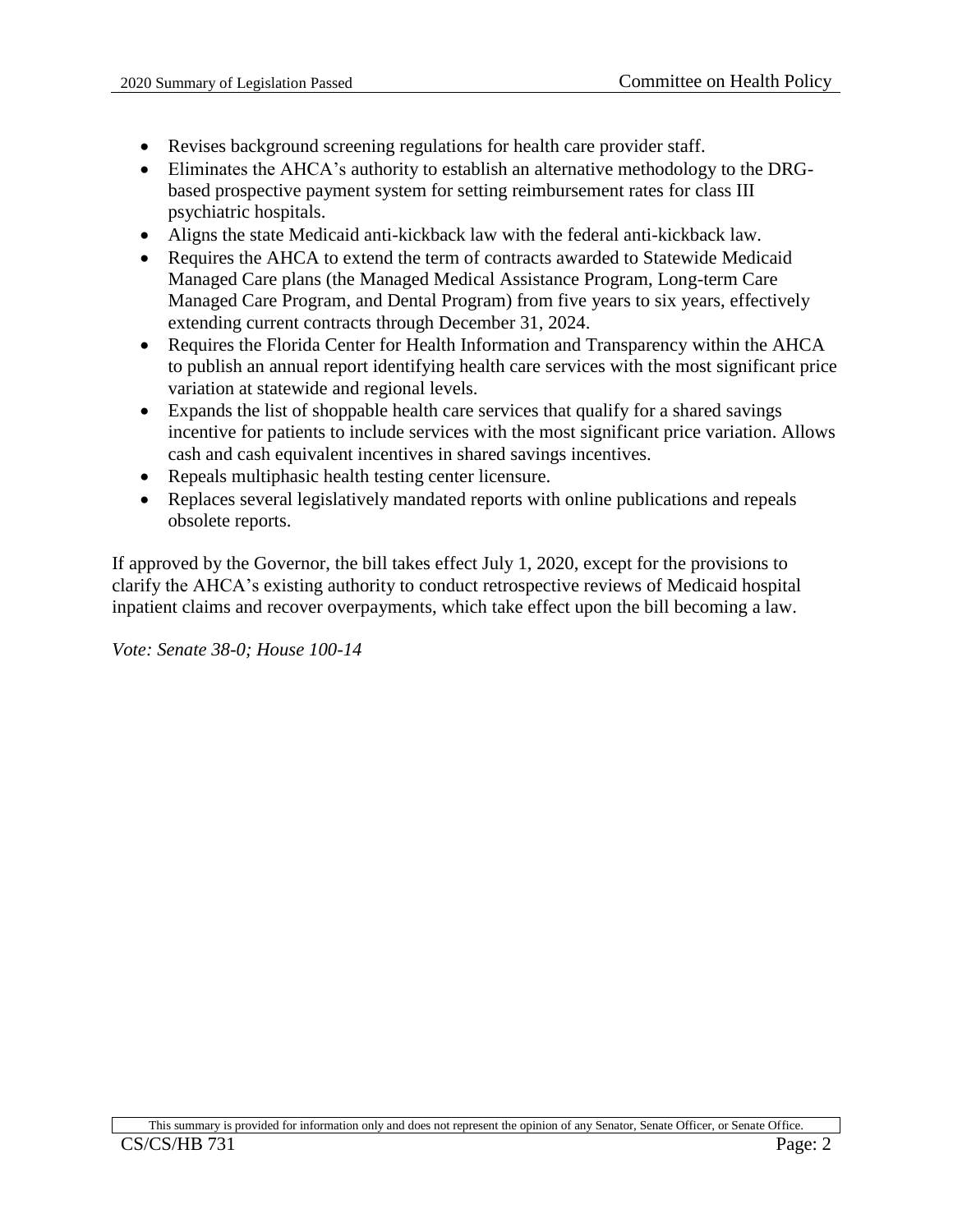- Revises background screening regulations for health care provider staff.
- Eliminates the AHCA's authority to establish an alternative methodology to the DRG-based prospective payment system for setting reimbursement rates for class III psychiatric hospitals.
- Aligns the state Medicaid anti-kickback law with the federal anti-kickback law.
- Requires the AHCA to extend the term of contracts awarded to Statewide Medicaid Managed Care plans (the Managed Medical Assistance Program, Long-term Care Managed Care Program, and Dental Program) from five years to six years, effectively extending current contracts through December 31, 2024.
- Requires the Florida Center for Health Information and Transparency within the AHCA to publish an annual report identifying health care services with the most significant price variation at statewide and regional levels.
- Expands the list of shoppable health care services that qualify for a shared savings incentive for patients to include services with the most significant price variation. Allows cash and cash equivalent incentives in shared savings incentives.
- Repeals multiphasic health testing center licensure.
- Replaces several legislatively mandated reports with online publications and repeals obsolete reports.

If approved by the Governor, the bill takes effect July 1, 2020, except for the provisions to clarify the AHCA's existing authority to conduct retrospective reviews of Medicaid hospital inpatient claims and recover overpayments, which take effect upon the bill becoming a law.

*Vote: Senate 38-0; House 100-14*

This summary is provided for information only and does not represent the opinion of any Senator, Senate Officer, or Senate Office.

CS/CS/HB 731